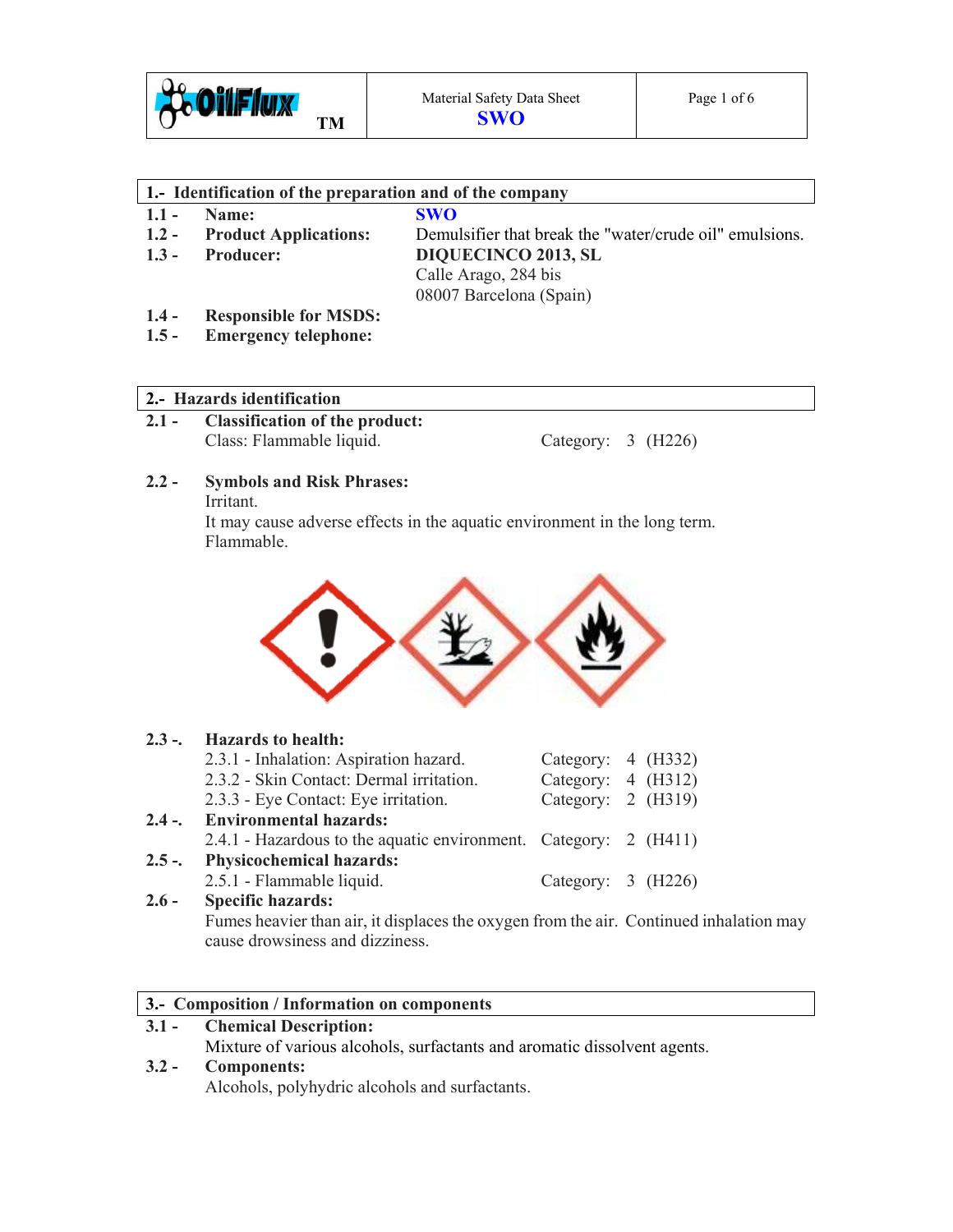Material Safety Data Sheet
**SWO**

## 1.- Identification of the preparation and of the company

| | | |
|---|---|---|
| 1.1 - | **Name:** | **SWO** |
| 1.2 - | **Product Applications:** | Demulsifier that break the "water/crude oil" emulsions. |
| 1.3 - | **Producer:** | **DIQUECINCO 2013, SL**<br>Calle Arago, 284 bis<br>08007 Barcelona (Spain) |
| 1.4 - | **Responsible for MSDS:** | |
| 1.5 - | **Emergency telephone:** | |

## 2.- Hazards identification

**2.1 - Classification of the product:**

Class: Flammable liquid. Category: 3 (H226)

**2.2 - Symbols and Risk Phrases:**

Irritant.
It may cause adverse effects in the aquatic environment in the long term.
Flammable.

**2.3 -. Hazards to health:**

| | | |
|---|---|---|
| 2.3.1 - Inhalation: Aspiration hazard. | Category: | 4 (H332) |
| 2.3.2 - Skin Contact: Dermal irritation. | Category: | 4 (H312) |
| 2.3.3 - Eye Contact: Eye irritation. | Category: | 2 (H319) |

**2.4 -. Environmental hazards:**

| | | |
|---|---|---|
| 2.4.1 - Hazardous to the aquatic environment. | Category: | 2 (H411) |

**2.5 -. Physicochemical hazards:**

| | | |
|---|---|---|
| 2.5.1 - Flammable liquid. | Category: | 3 (H226) |

**2.6 - Specific hazards:**

Fumes heavier than air, it displaces the oxygen from the air. Continued inhalation may cause drowsiness and dizziness.

## 3.- Composition / Information on components

**3.1 - Chemical Description:**

Mixture of various alcohols, surfactants and aromatic dissolvent agents.

**3.2 - Components:**

Alcohols, polyhydric alcohols and surfactants.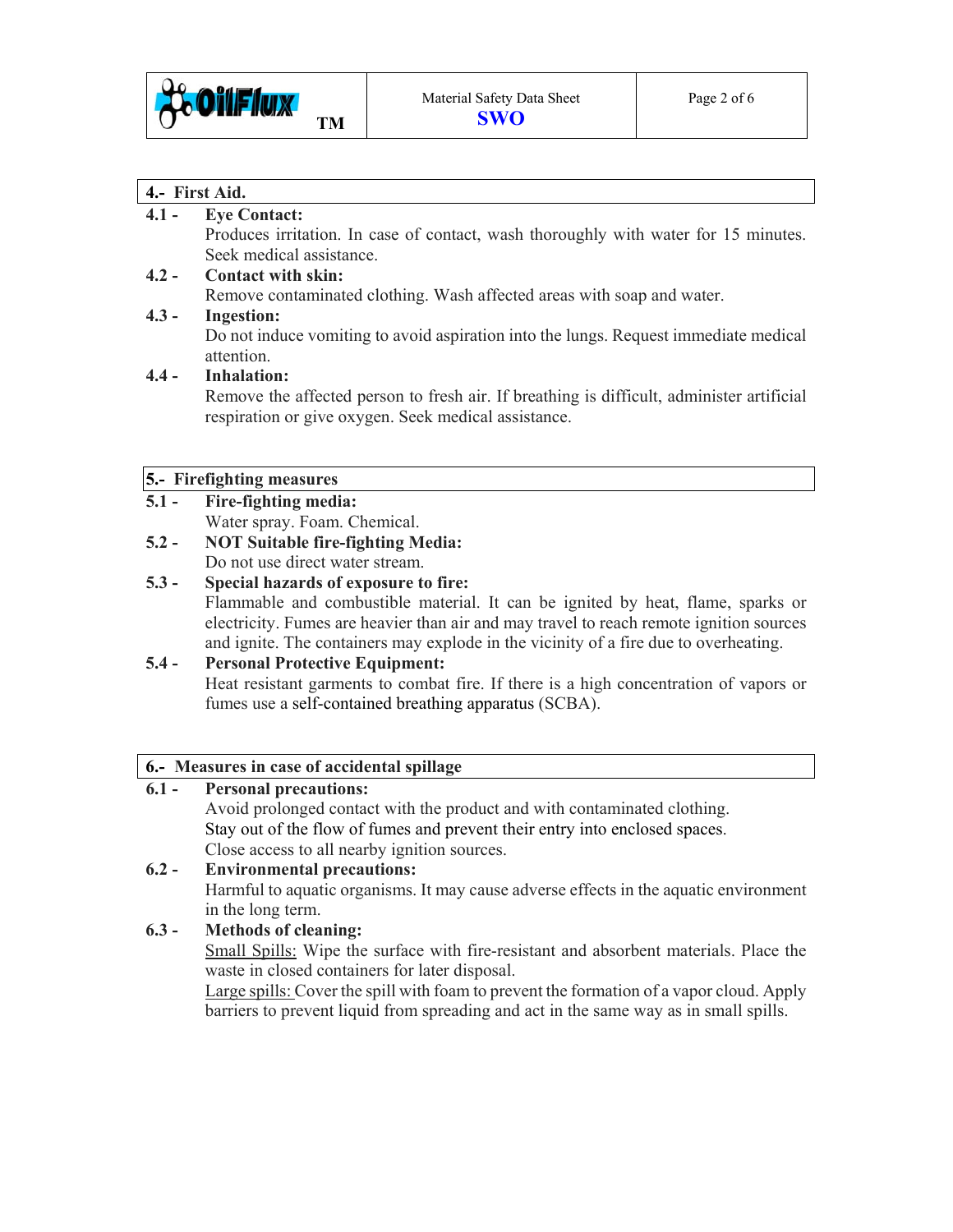## 4.- First Aid.

**4.1 - Eye Contact:**

Produces irritation. In case of contact, wash thoroughly with water for 15 minutes. Seek medical assistance.

**4.2 - Contact with skin:**

Remove contaminated clothing. Wash affected areas with soap and water.

**4.3 - Ingestion:**

Do not induce vomiting to avoid aspiration into the lungs. Request immediate medical attention.

**4.4 - Inhalation:**

Remove the affected person to fresh air. If breathing is difficult, administer artificial respiration or give oxygen. Seek medical assistance.

## 5.- Firefighting measures

**5.1 - Fire-fighting media:**

Water spray. Foam. Chemical.

**5.2 - NOT Suitable fire-fighting Media:**

Do not use direct water stream.

**5.3 - Special hazards of exposure to fire:**

Flammable and combustible material. It can be ignited by heat, flame, sparks or electricity. Fumes are heavier than air and may travel to reach remote ignition sources and ignite. The containers may explode in the vicinity of a fire due to overheating.

**5.4 - Personal Protective Equipment:**

Heat resistant garments to combat fire. If there is a high concentration of vapors or fumes use a self-contained breathing apparatus (SCBA).

## 6.- Measures in case of accidental spillage

**6.1 - Personal precautions:**

Avoid prolonged contact with the product and with contaminated clothing.
Stay out of the flow of fumes and prevent their entry into enclosed spaces.
Close access to all nearby ignition sources.

**6.2 - Environmental precautions:**

Harmful to aquatic organisms. It may cause adverse effects in the aquatic environment in the long term.

**6.3 - Methods of cleaning:**

Small Spills: Wipe the surface with fire-resistant and absorbent materials. Place the waste in closed containers for later disposal.

Large spills: Cover the spill with foam to prevent the formation of a vapor cloud. Apply barriers to prevent liquid from spreading and act in the same way as in small spills.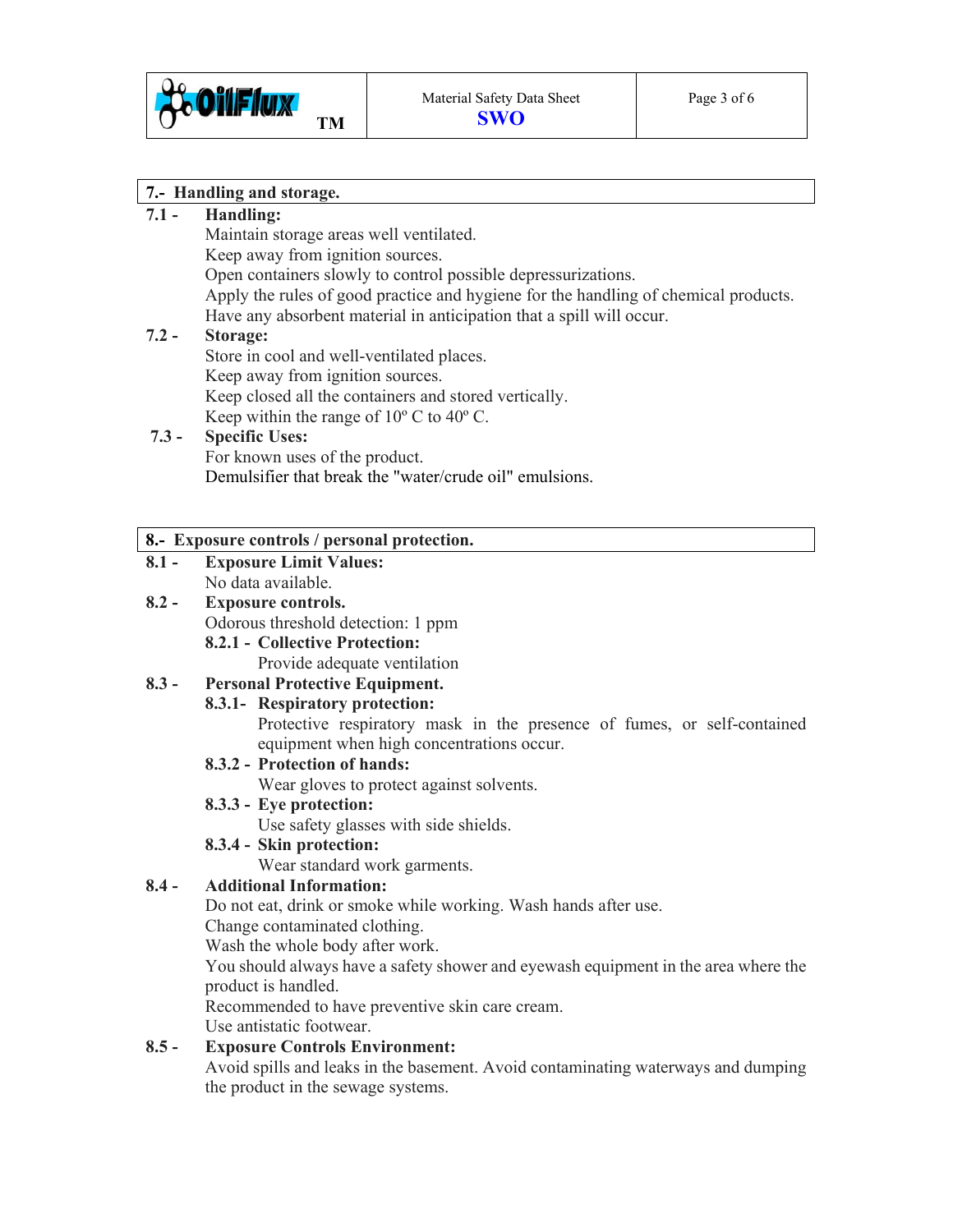## 7.- Handling and storage.

**7.1 - Handling:**

Maintain storage areas well ventilated.
Keep away from ignition sources.
Open containers slowly to control possible depressurizations.
Apply the rules of good practice and hygiene for the handling of chemical products.
Have any absorbent material in anticipation that a spill will occur.

**7.2 - Storage:**

Store in cool and well-ventilated places.
Keep away from ignition sources.
Keep closed all the containers and stored vertically.
Keep within the range of 10º C to 40º C.

**7.3 - Specific Uses:**

For known uses of the product.
Demulsifier that break the "water/crude oil" emulsions.

## 8.- Exposure controls / personal protection.

**8.1 - Exposure Limit Values:**

No data available.

**8.2 - Exposure controls.**

Odorous threshold detection: 1 ppm

**8.2.1 - Collective Protection:**

Provide adequate ventilation

**8.3 - Personal Protective Equipment.**

**8.3.1- Respiratory protection:**

Protective respiratory mask in the presence of fumes, or self-contained equipment when high concentrations occur.

**8.3.2 - Protection of hands:**

Wear gloves to protect against solvents.

**8.3.3 - Eye protection:**

Use safety glasses with side shields.

**8.3.4 - Skin protection:**

Wear standard work garments.

**8.4 - Additional Information:**

Do not eat, drink or smoke while working. Wash hands after use.
Change contaminated clothing.
Wash the whole body after work.
You should always have a safety shower and eyewash equipment in the area where the product is handled.
Recommended to have preventive skin care cream.
Use antistatic footwear.

**8.5 - Exposure Controls Environment:**

Avoid spills and leaks in the basement. Avoid contaminating waterways and dumping the product in the sewage systems.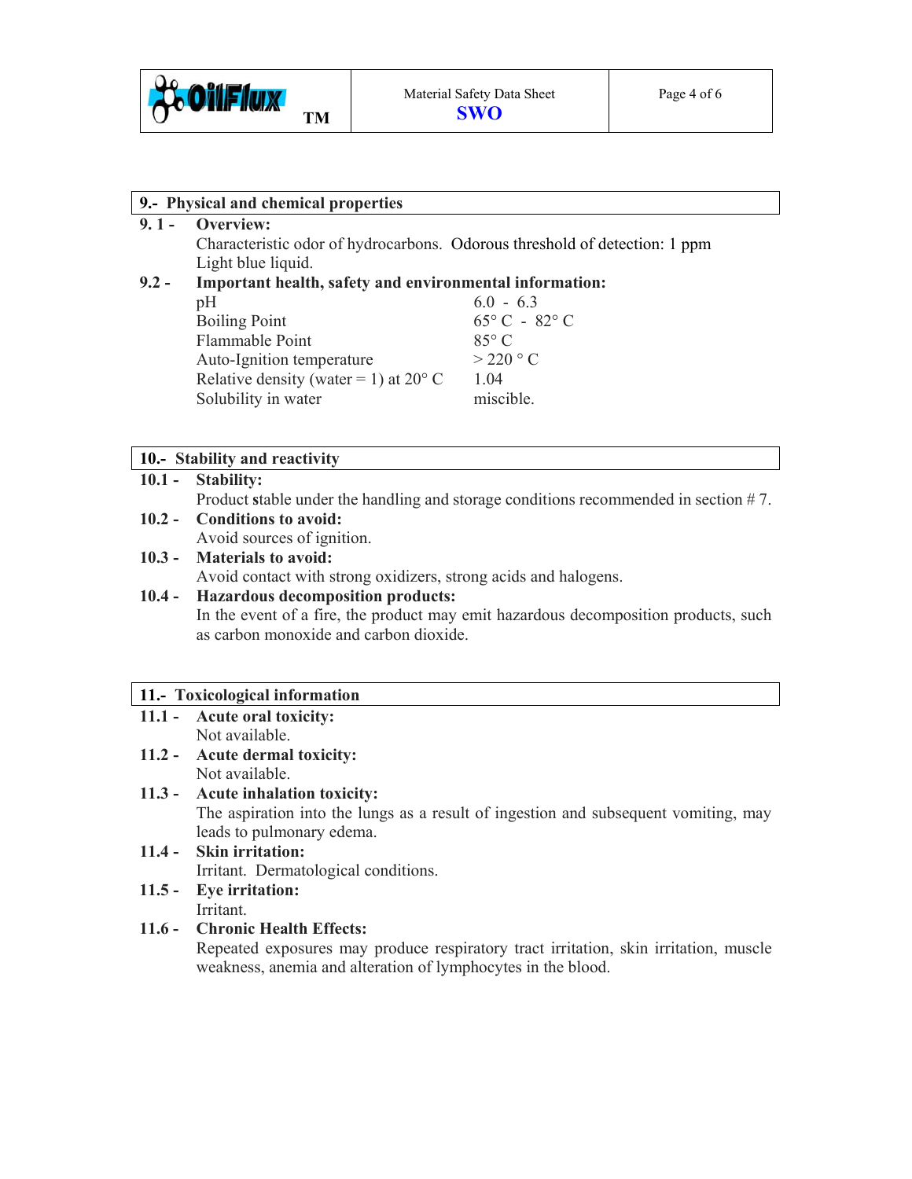## 9.- Physical and chemical properties

**9. 1 - Overview:**

Characteristic odor of hydrocarbons. Odorous threshold of detection: 1 ppm

Light blue liquid.

**9.2 - Important health, safety and environmental information:**

| | |
|---|---|
| pH | 6.0 - 6.3 |
| Boiling Point | 65° C - 82° C |
| Flammable Point | 85° C |
| Auto-Ignition temperature | > 220 ° C |
| Relative density (water = 1) at 20° C | 1.04 |
| Solubility in water | miscible. |

## 10.- Stability and reactivity

**10.1 - Stability:**

Product **s**table under the handling and storage conditions recommended in section # 7.

**10.2 - Conditions to avoid:**

Avoid sources of ignition.

**10.3 - Materials to avoid:**

Avoid contact with strong oxidizers, strong acids and halogens.

**10.4 - Hazardous decomposition products:**

In the event of a fire, the product may emit hazardous decomposition products, such as carbon monoxide and carbon dioxide.

## 11.- Toxicological information

**11.1 - Acute oral toxicity:**

Not available.

**11.2 - Acute dermal toxicity:**

Not available.

**11.3 - Acute inhalation toxicity:**

The aspiration into the lungs as a result of ingestion and subsequent vomiting, may leads to pulmonary edema.

**11.4 - Skin irritation:**

Irritant. Dermatological conditions.

**11.5 - Eye irritation:**

Irritant.

**11.6 - Chronic Health Effects:**

Repeated exposures may produce respiratory tract irritation, skin irritation, muscle weakness, anemia and alteration of lymphocytes in the blood.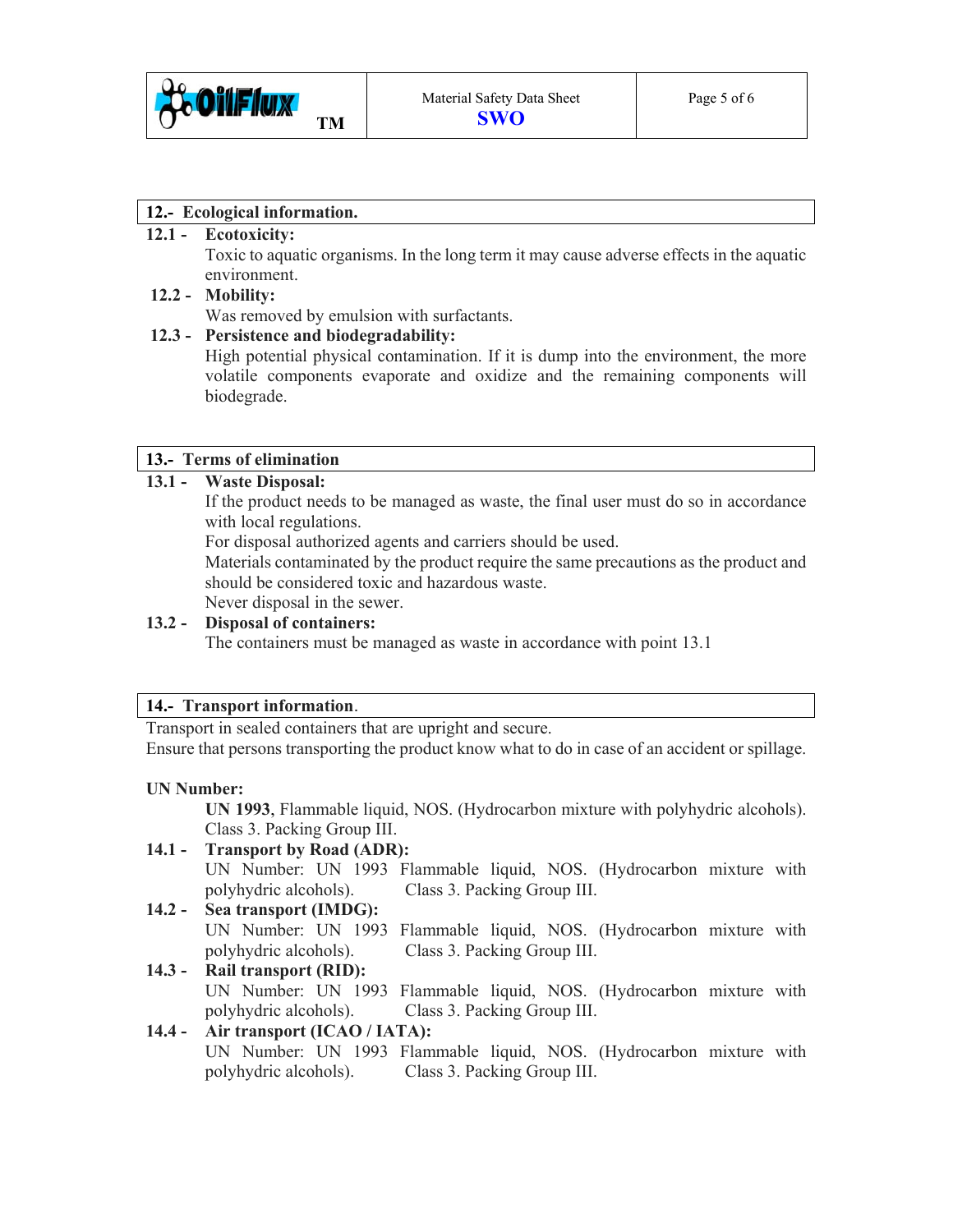## 12.- Ecological information.

**12.1 - Ecotoxicity:**

Toxic to aquatic organisms. In the long term it may cause adverse effects in the aquatic environment.

**12.2 - Mobility:**

Was removed by emulsion with surfactants.

**12.3 - Persistence and biodegradability:**

High potential physical contamination. If it is dump into the environment, the more volatile components evaporate and oxidize and the remaining components will biodegrade.

## 13.- Terms of elimination

**13.1 - Waste Disposal:**

If the product needs to be managed as waste, the final user must do so in accordance with local regulations.
For disposal authorized agents and carriers should be used.
Materials contaminated by the product require the same precautions as the product and should be considered toxic and hazardous waste.
Never disposal in the sewer.

**13.2 - Disposal of containers:**

The containers must be managed as waste in accordance with point 13.1

## 14.- Transport information.

Transport in sealed containers that are upright and secure.
Ensure that persons transporting the product know what to do in case of an accident or spillage.

**UN Number:**

**UN 1993**, Flammable liquid, NOS. (Hydrocarbon mixture with polyhydric alcohols). Class 3. Packing Group III.

**14.1 - Transport by Road (ADR):**

UN Number: UN 1993 Flammable liquid, NOS. (Hydrocarbon mixture with polyhydric alcohols). Class 3. Packing Group III.

**14.2 - Sea transport (IMDG):**

UN Number: UN 1993 Flammable liquid, NOS. (Hydrocarbon mixture with polyhydric alcohols). Class 3. Packing Group III.

**14.3 - Rail transport (RID):**

UN Number: UN 1993 Flammable liquid, NOS. (Hydrocarbon mixture with polyhydric alcohols). Class 3. Packing Group III.

**14.4 - Air transport (ICAO / IATA):**

UN Number: UN 1993 Flammable liquid, NOS. (Hydrocarbon mixture with polyhydric alcohols). Class 3. Packing Group III.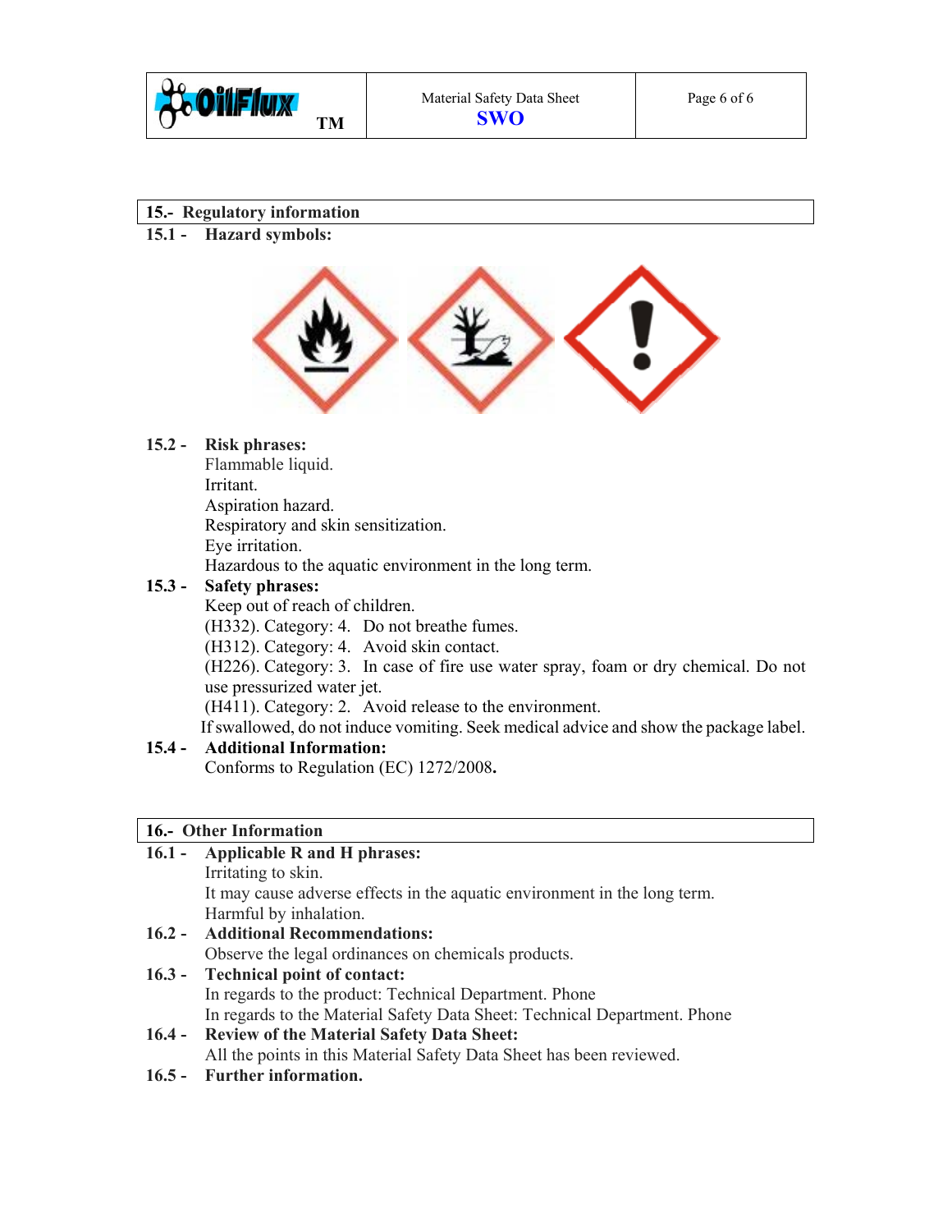## 15.- Regulatory information

**15.1 - Hazard symbols:**

**15.2 - Risk phrases:**

Flammable liquid.
Irritant.
Aspiration hazard.
Respiratory and skin sensitization.
Eye irritation.
Hazardous to the aquatic environment in the long term.

**15.3 - Safety phrases:**

Keep out of reach of children.
(H332). Category: 4. Do not breathe fumes.
(H312). Category: 4. Avoid skin contact.
(H226). Category: 3. In case of fire use water spray, foam or dry chemical. Do not use pressurized water jet.
(H411). Category: 2. Avoid release to the environment.
If swallowed, do not induce vomiting. Seek medical advice and show the package label.

**15.4 - Additional Information:**

Conforms to Regulation (EC) 1272/2008**.**

## 16.- Other Information

**16.1 - Applicable R and H phrases:**

Irritating to skin.
It may cause adverse effects in the aquatic environment in the long term.
Harmful by inhalation.

**16.2 - Additional Recommendations:**

Observe the legal ordinances on chemicals products.

**16.3 - Technical point of contact:**

In regards to the product: Technical Department. Phone
In regards to the Material Safety Data Sheet: Technical Department. Phone

**16.4 - Review of the Material Safety Data Sheet:**

All the points in this Material Safety Data Sheet has been reviewed.

**16.5 - Further information.**